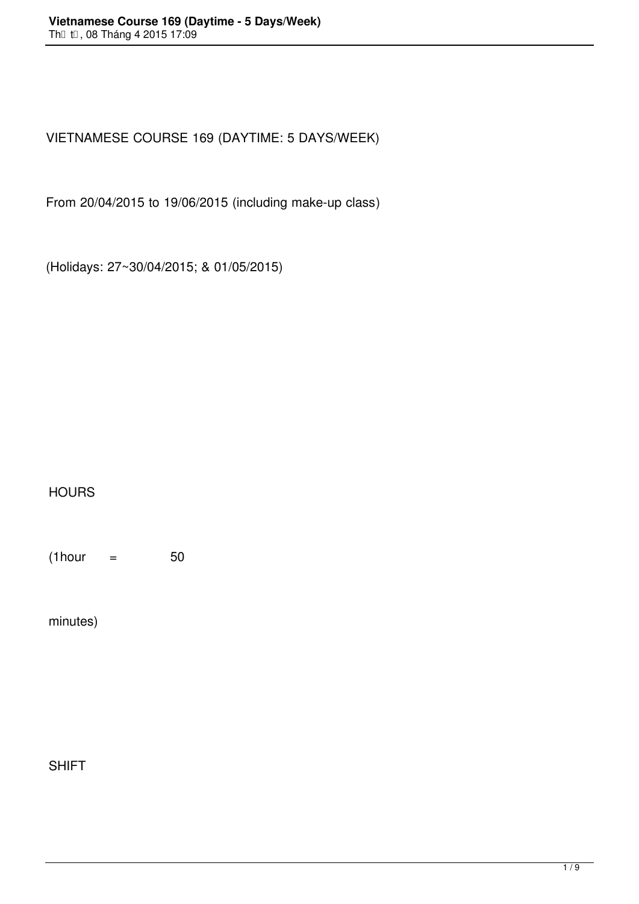# VIETNAMESE COURSE 169 (DAYTIME: 5 DAYS/WEEK)

From 20/04/2015 to 19/06/2015 (including make-up class)

(Holidays: 27~30/04/2015; & 01/05/2015)

HOURS

(1hour = 50

minutes)

SHIFT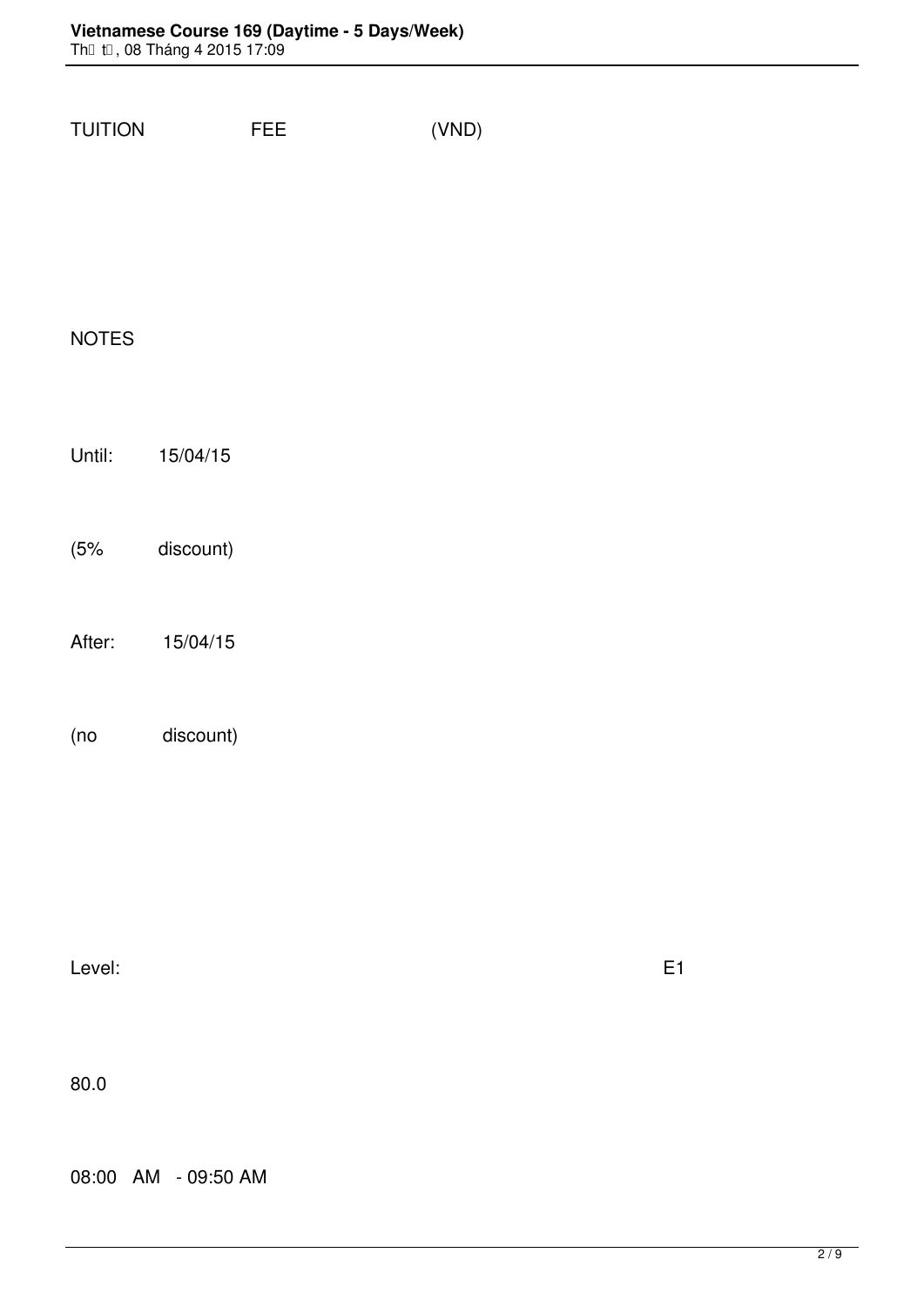TUITION FEE (VND)

NOTES

Until: 15/04/15

(5% discount)

After: 15/04/15

(no discount)

Level: E1

80.0

08:00 AM - 09:50 AM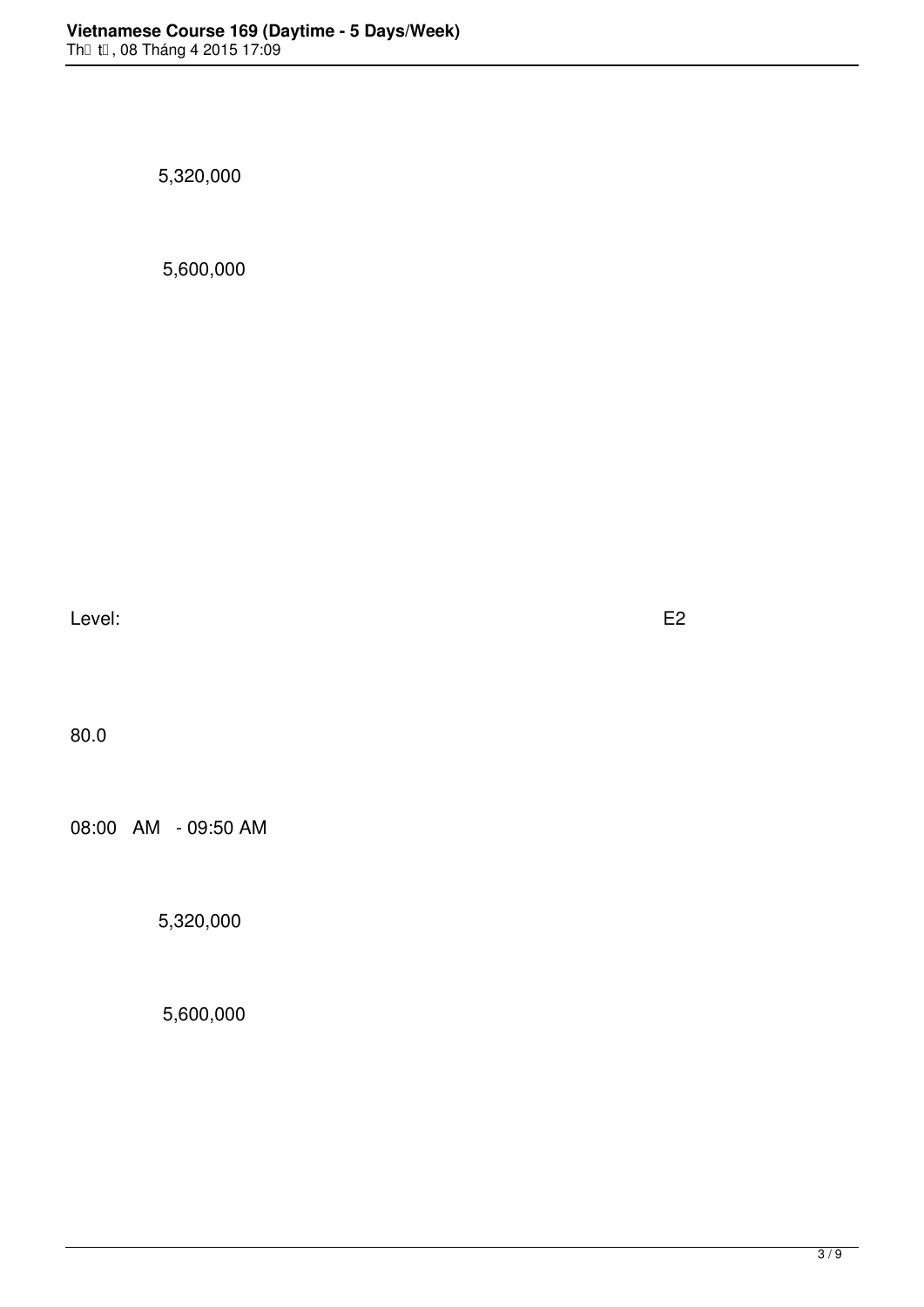5,320,000

5,600,000

Level: E2

80.0

08:00 AM - 09:50 AM

5,320,000

5,600,000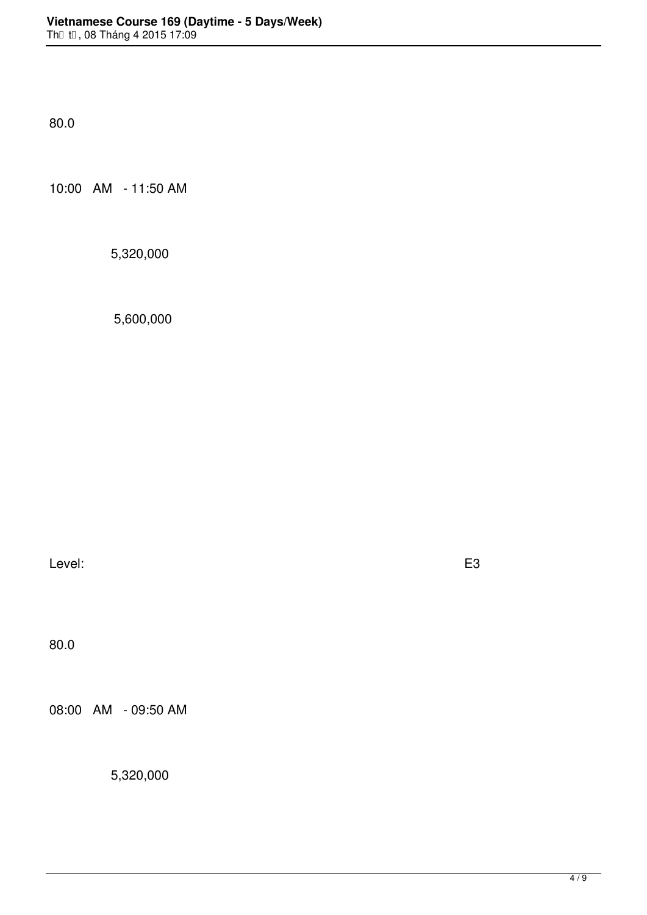80.0

10:00 AM - 11:50 AM

5,320,000

5,600,000

Level: E3

80.0

08:00 AM - 09:50 AM

5,320,000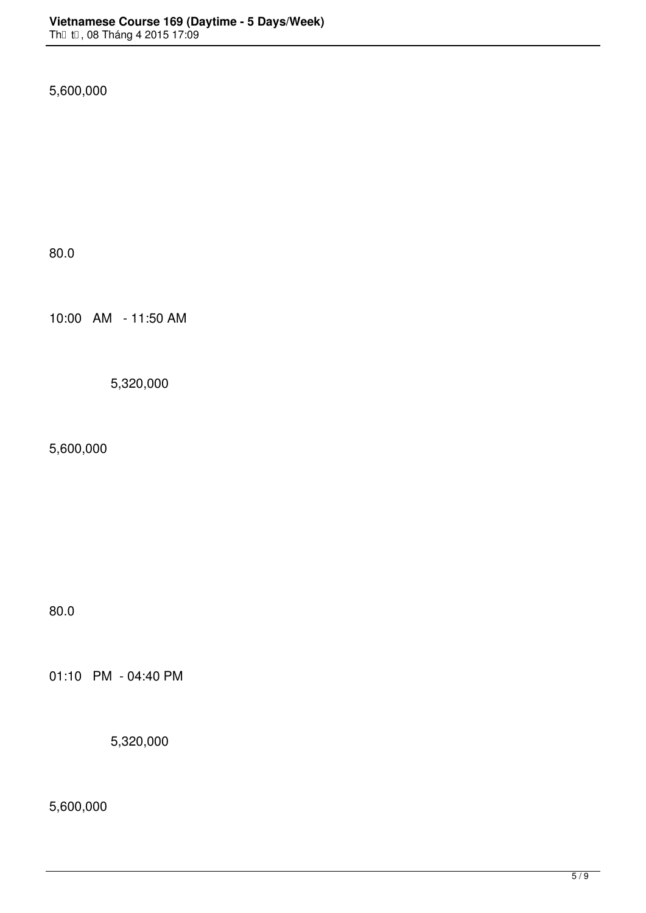5,600,000

80.0

10:00 AM - 11:50 AM

5,320,000

5,600,000

80.0

01:10 PM - 04:40 PM

5,320,000

5,600,000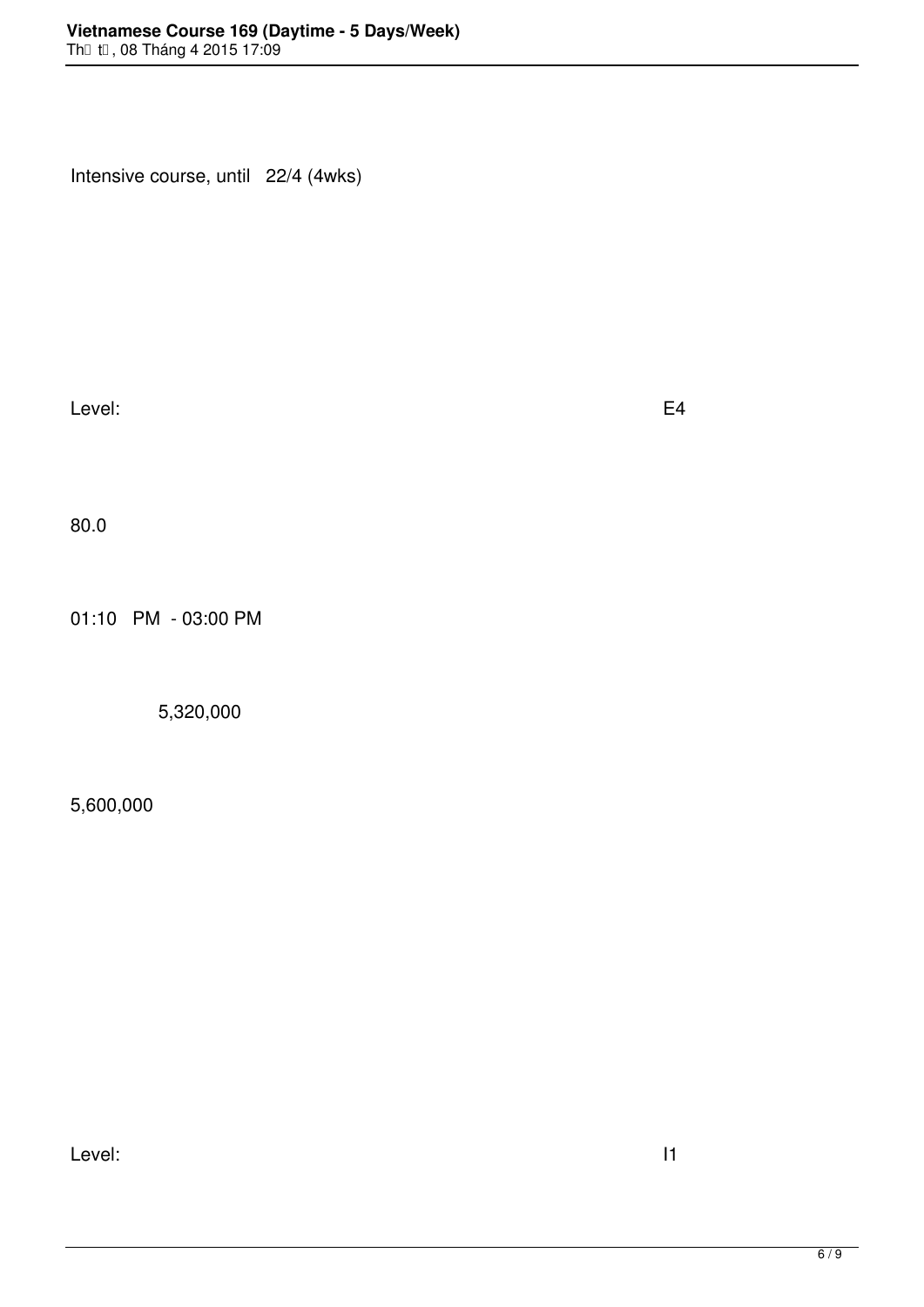Intensive course, until 22/4 (4wks)

Level: E4

80.0

01:10 PM - 03:00 PM

5,320,000

5,600,000

Level: I1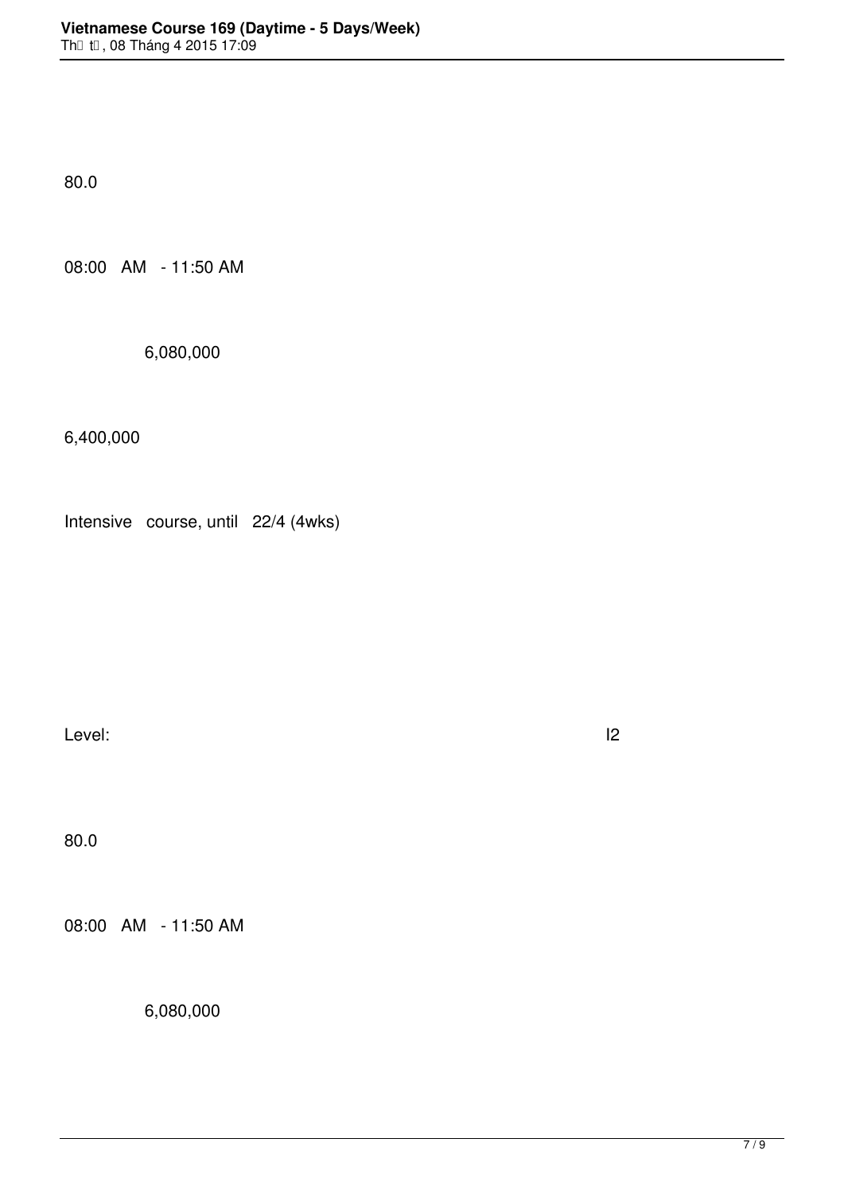80.0

08:00 AM - 11:50 AM

6,080,000

6,400,000

Intensive course, until 22/4 (4wks)

Level: I2

80.0

08:00 AM - 11:50 AM

6,080,000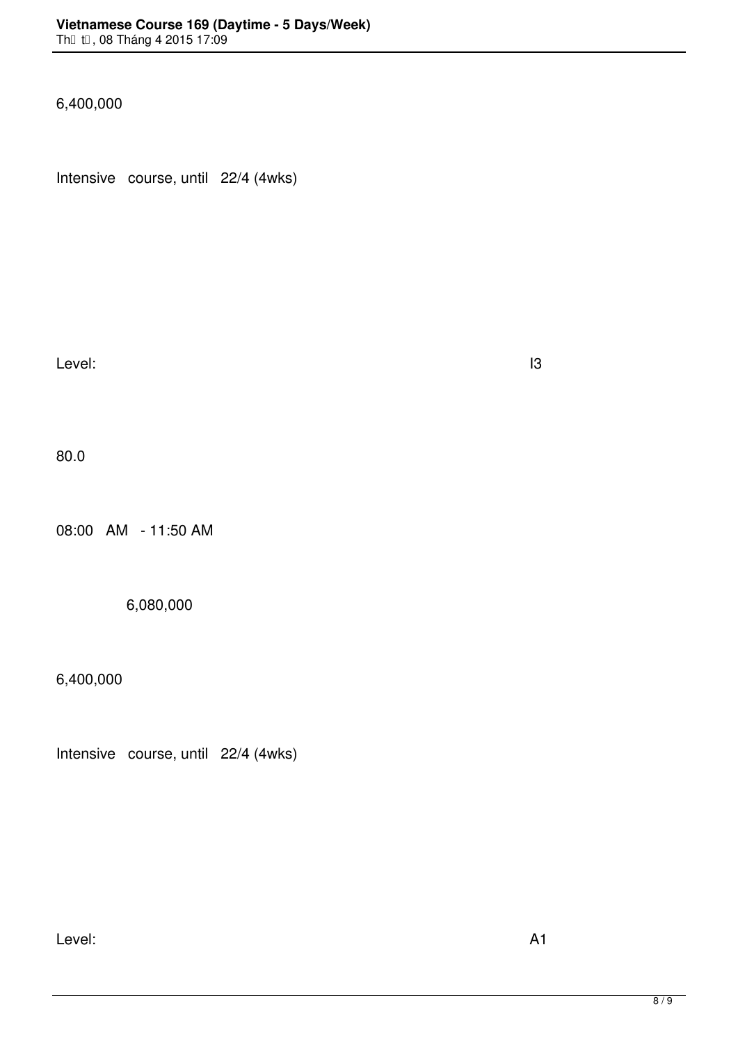6,400,000

Intensive course, until 22/4 (4wks)

Level: I3

80.0

08:00 AM - 11:50 AM

6,080,000

6,400,000

Intensive course, until 22/4 (4wks)

Level: A1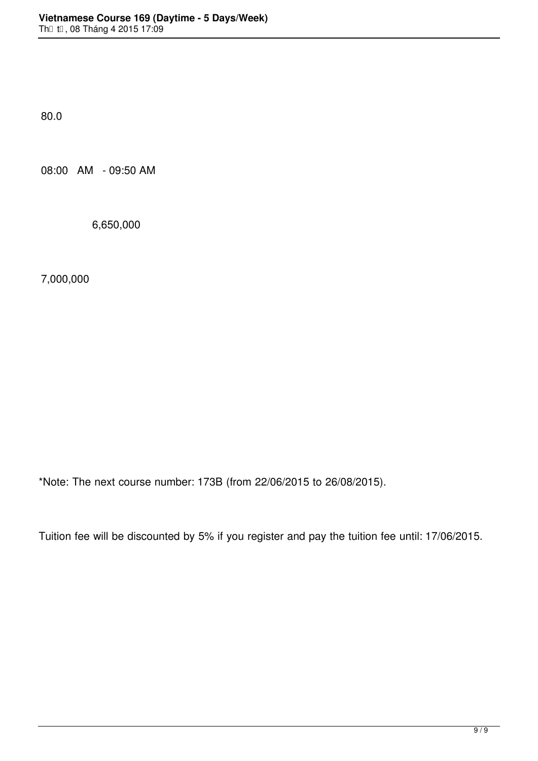80.0

08:00 AM - 09:50 AM

6,650,000

7,000,000

*Note: The next course number: 173B (from 22/06/2015 to 26/08/2015).

Tuition fee will be discounted by 5% if you register and pay the tuition fee until: 17/06/2015.